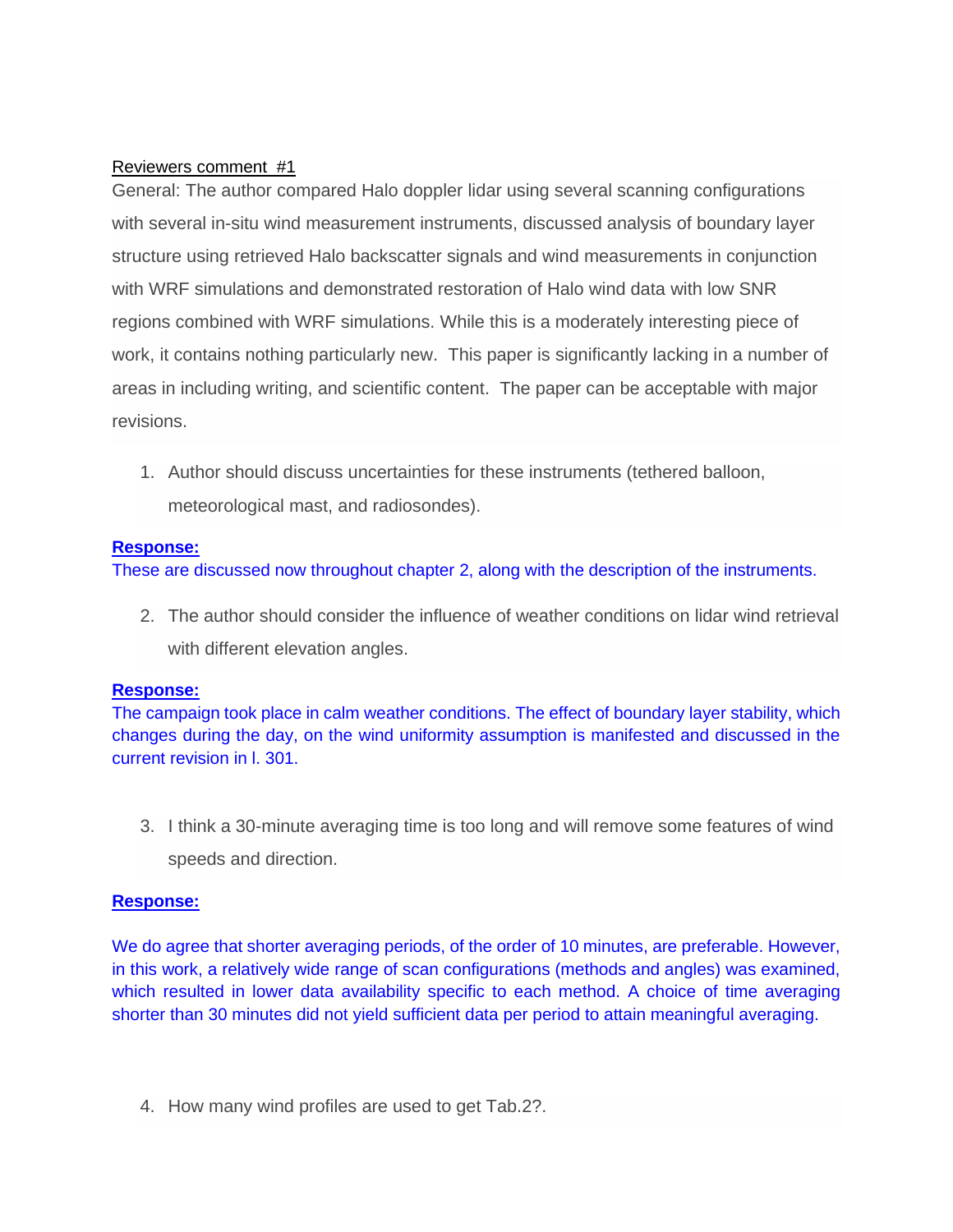Reviewers comment #1

General: The author compared Halo doppler lidar using several scanning configurations with several in-situ wind measurement instruments, discussed analysis of boundary layer structure using retrieved Halo backscatter signals and wind measurements in conjunction with WRF simulations and demonstrated restoration of Halo wind data with low SNR regions combined with WRF simulations. While this is a moderately interesting piece of work, it contains nothing particularly new. This paper is significantly lacking in a number of areas in including writing, and scientific content. The paper can be acceptable with major revisions.

1. Author should discuss uncertainties for these instruments (tethered balloon, meteorological mast, and radiosondes).

**Response:**

These are discussed now throughout chapter 2, along with the description of the instruments.

2. The author should consider the influence of weather conditions on lidar wind retrieval with different elevation angles.

**Response:**

The campaign took place in calm weather conditions. The effect of boundary layer stability, which changes during the day, on the wind uniformity assumption is manifested and discussed in the current revision in l. 301.

3. I think a 30-minute averaging time is too long and will remove some features of wind speeds and direction.

**Response:**

We do agree that shorter averaging periods, of the order of 10 minutes, are preferable. However, in this work, a relatively wide range of scan configurations (methods and angles) was examined, which resulted in lower data availability specific to each method. A choice of time averaging shorter than 30 minutes did not yield sufficient data per period to attain meaningful averaging.

4. How many wind profiles are used to get Tab.2?.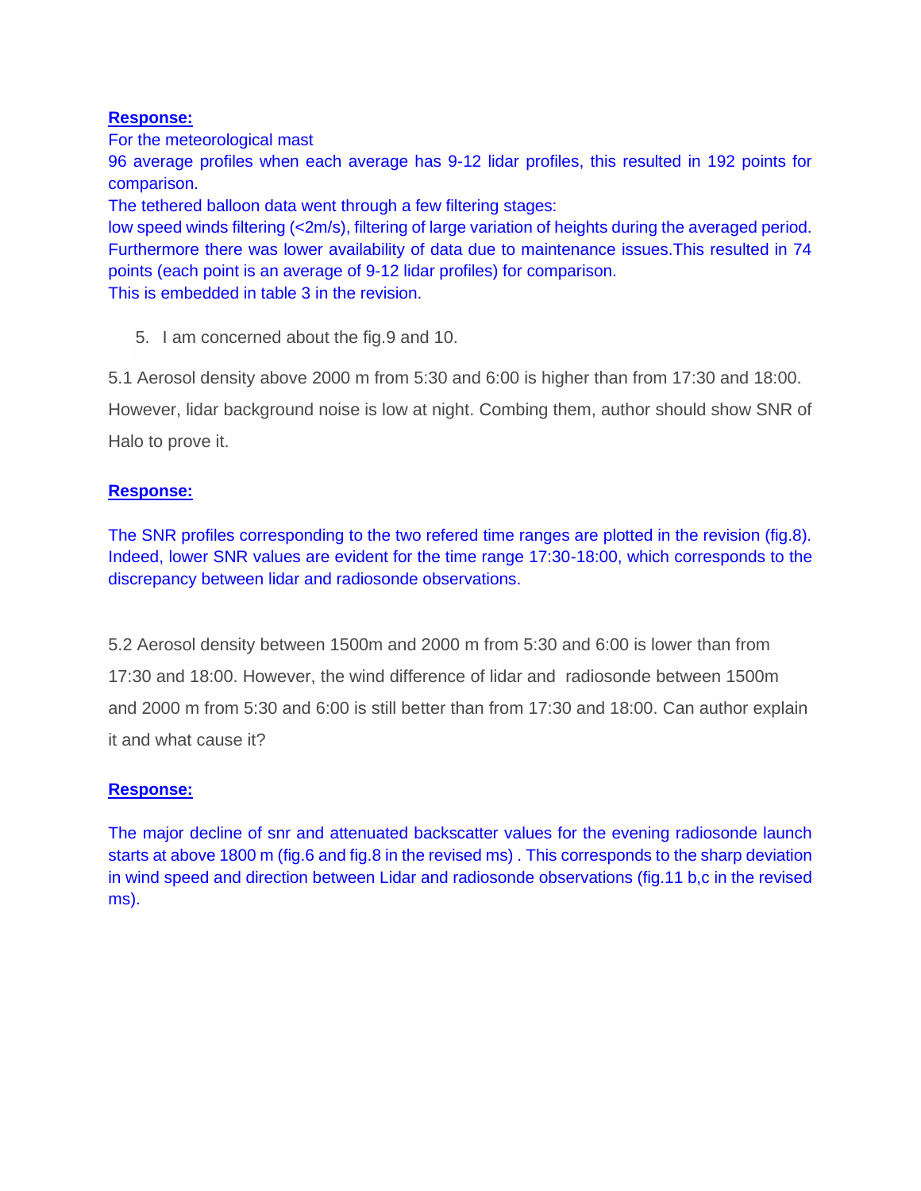**Response:**

For the meteorological mast

96 average profiles when each average has 9-12 lidar profiles, this resulted in 192 points for comparison.

The tethered balloon data went through a few filtering stages:

low speed winds filtering (<2m/s), filtering of large variation of heights during the averaged period. Furthermore there was lower availability of data due to maintenance issues.This resulted in 74 points (each point is an average of 9-12 lidar profiles) for comparison.

This is embedded in table 3 in the revision.

5. I am concerned about the fig.9 and 10.

5.1 Aerosol density above 2000 m from 5:30 and 6:00 is higher than from 17:30 and 18:00. However, lidar background noise is low at night. Combing them, author should show SNR of Halo to prove it.

**Response:**

The SNR profiles corresponding to the two refered time ranges are plotted in the revision (fig.8). Indeed, lower SNR values are evident for the time range 17:30-18:00, which corresponds to the discrepancy between lidar and radiosonde observations.

5.2 Aerosol density between 1500m and 2000 m from 5:30 and 6:00 is lower than from 17:30 and 18:00. However, the wind difference of lidar and radiosonde between 1500m and 2000 m from 5:30 and 6:00 is still better than from 17:30 and 18:00. Can author explain it and what cause it?

**Response:**

The major decline of snr and attenuated backscatter values for the evening radiosonde launch starts at above 1800 m (fig.6 and fig.8 in the revised ms) . This corresponds to the sharp deviation in wind speed and direction between Lidar and radiosonde observations (fig.11 b,c in the revised ms).